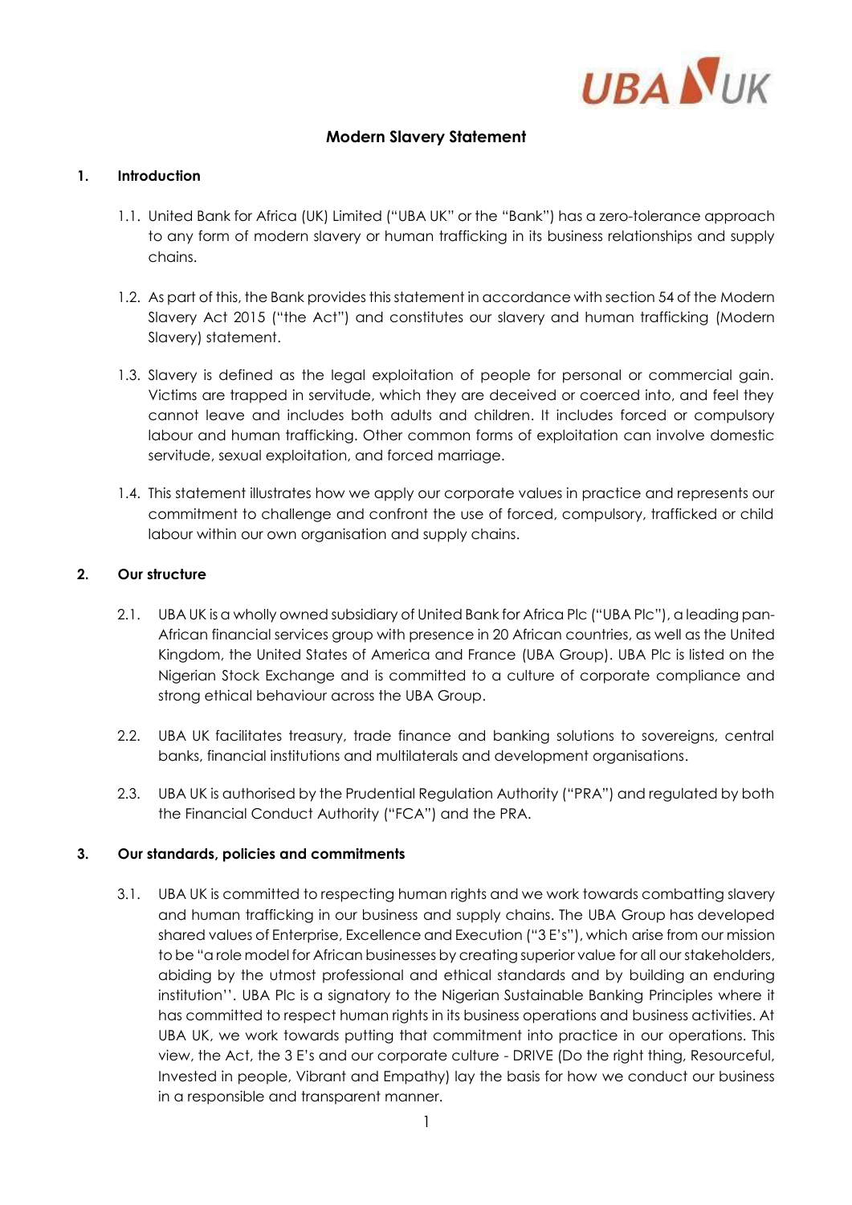# Modern Slavery Statement

## 1. Introduction

1.1. United Bank for Africa (UK) Limited ("UBA UK" or the "Bank") has a zero-tolerance approach to any form of modern slavery or human trafficking in its business relationships and supply chains.

1.2. As part of this, the Bank provides this statement in accordance with section 54 of the Modern Slavery Act 2015 ("the Act") and constitutes our slavery and human trafficking (Modern Slavery) statement.

1.3. Slavery is defined as the legal exploitation of people for personal or commercial gain. Victims are trapped in servitude, which they are deceived or coerced into, and feel they cannot leave and includes both adults and children. It includes forced or compulsory labour and human trafficking. Other common forms of exploitation can involve domestic servitude, sexual exploitation, and forced marriage.

1.4. This statement illustrates how we apply our corporate values in practice and represents our commitment to challenge and confront the use of forced, compulsory, trafficked or child labour within our own organisation and supply chains.

## 2. Our structure

2.1. UBA UK is a wholly owned subsidiary of United Bank for Africa Plc ("UBA Plc"), a leading pan-African financial services group with presence in 20 African countries, as well as the United Kingdom, the United States of America and France (UBA Group). UBA Plc is listed on the Nigerian Stock Exchange and is committed to a culture of corporate compliance and strong ethical behaviour across the UBA Group.

2.2. UBA UK facilitates treasury, trade finance and banking solutions to sovereigns, central banks, financial institutions and multilaterals and development organisations.

2.3. UBA UK is authorised by the Prudential Regulation Authority ("PRA") and regulated by both the Financial Conduct Authority ("FCA") and the PRA.

## 3. Our standards, policies and commitments

3.1. UBA UK is committed to respecting human rights and we work towards combatting slavery and human trafficking in our business and supply chains. The UBA Group has developed shared values of Enterprise, Excellence and Execution ("3 E's"), which arise from our mission to be "a role model for African businesses by creating superior value for all our stakeholders, abiding by the utmost professional and ethical standards and by building an enduring institution''. UBA Plc is a signatory to the Nigerian Sustainable Banking Principles where it has committed to respect human rights in its business operations and business activities. At UBA UK, we work towards putting that commitment into practice in our operations. This view, the Act, the 3 E's and our corporate culture - DRIVE (Do the right thing, Resourceful, Invested in people, Vibrant and Empathy) lay the basis for how we conduct our business in a responsible and transparent manner.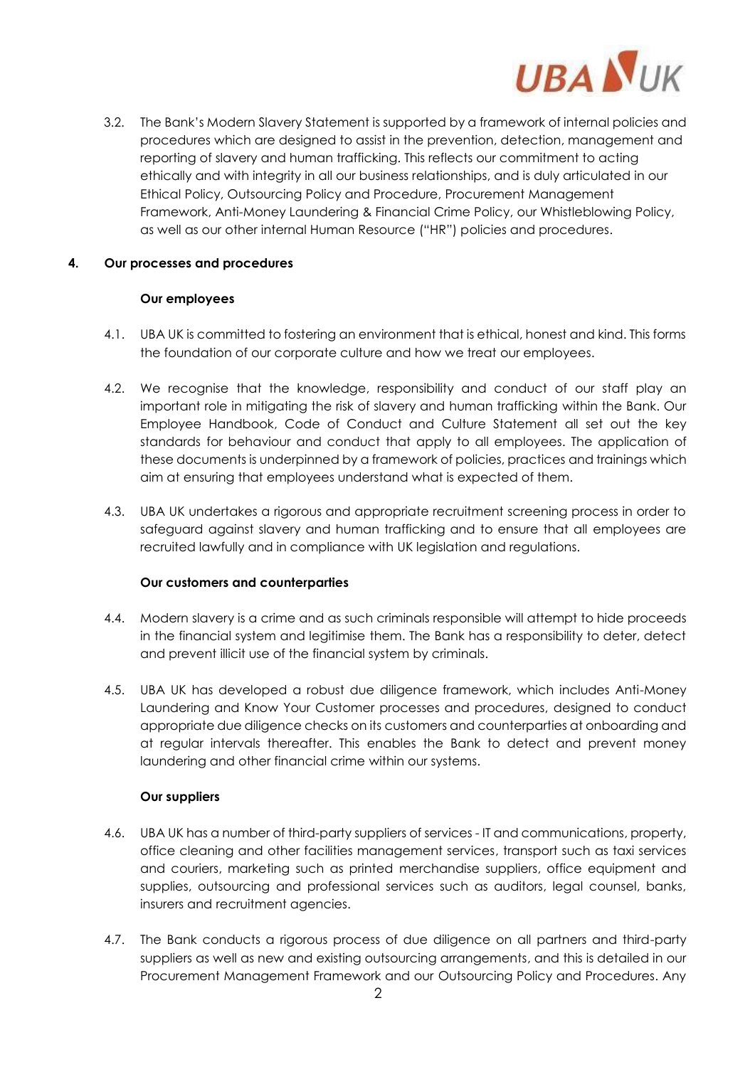3.2. The Bank's Modern Slavery Statement is supported by a framework of internal policies and procedures which are designed to assist in the prevention, detection, management and reporting of slavery and human trafficking. This reflects our commitment to acting ethically and with integrity in all our business relationships, and is duly articulated in our Ethical Policy, Outsourcing Policy and Procedure, Procurement Management Framework, Anti-Money Laundering & Financial Crime Policy, our Whistleblowing Policy, as well as our other internal Human Resource ("HR") policies and procedures.

## 4. Our processes and procedures

### Our employees

4.1. UBA UK is committed to fostering an environment that is ethical, honest and kind. This forms the foundation of our corporate culture and how we treat our employees.

4.2. We recognise that the knowledge, responsibility and conduct of our staff play an important role in mitigating the risk of slavery and human trafficking within the Bank. Our Employee Handbook, Code of Conduct and Culture Statement all set out the key standards for behaviour and conduct that apply to all employees. The application of these documents is underpinned by a framework of policies, practices and trainings which aim at ensuring that employees understand what is expected of them.

4.3. UBA UK undertakes a rigorous and appropriate recruitment screening process in order to safeguard against slavery and human trafficking and to ensure that all employees are recruited lawfully and in compliance with UK legislation and regulations.

### Our customers and counterparties

4.4. Modern slavery is a crime and as such criminals responsible will attempt to hide proceeds in the financial system and legitimise them. The Bank has a responsibility to deter, detect and prevent illicit use of the financial system by criminals.

4.5. UBA UK has developed a robust due diligence framework, which includes Anti-Money Laundering and Know Your Customer processes and procedures, designed to conduct appropriate due diligence checks on its customers and counterparties at onboarding and at regular intervals thereafter. This enables the Bank to detect and prevent money laundering and other financial crime within our systems.

### Our suppliers

4.6. UBA UK has a number of third-party suppliers of services - IT and communications, property, office cleaning and other facilities management services, transport such as taxi services and couriers, marketing such as printed merchandise suppliers, office equipment and supplies, outsourcing and professional services such as auditors, legal counsel, banks, insurers and recruitment agencies.

4.7. The Bank conducts a rigorous process of due diligence on all partners and third-party suppliers as well as new and existing outsourcing arrangements, and this is detailed in our Procurement Management Framework and our Outsourcing Policy and Procedures. Any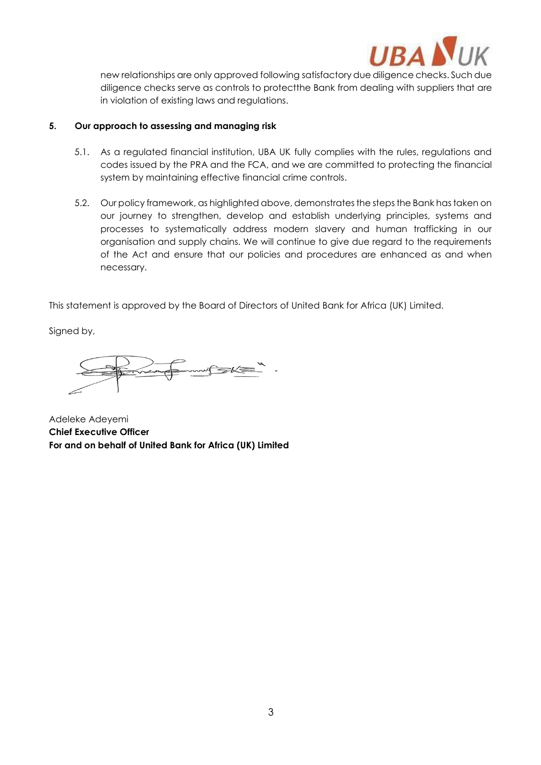new relationships are only approved following satisfactory due diligence checks. Such due diligence checks serve as controls to protectthe Bank from dealing with suppliers that are in violation of existing laws and regulations.

**5. Our approach to assessing and managing risk**

5.1. As a regulated financial institution, UBA UK fully complies with the rules, regulations and codes issued by the PRA and the FCA, and we are committed to protecting the financial system by maintaining effective financial crime controls.

5.2. Our policy framework, as highlighted above, demonstrates the steps the Bank has taken on our journey to strengthen, develop and establish underlying principles, systems and processes to systematically address modern slavery and human trafficking in our organisation and supply chains. We will continue to give due regard to the requirements of the Act and ensure that our policies and procedures are enhanced as and when necessary.

This statement is approved by the Board of Directors of United Bank for Africa (UK) Limited.

Signed by,

Adeleke Adeyemi
**Chief Executive Officer**
**For and on behalf of United Bank for Africa (UK) Limited**